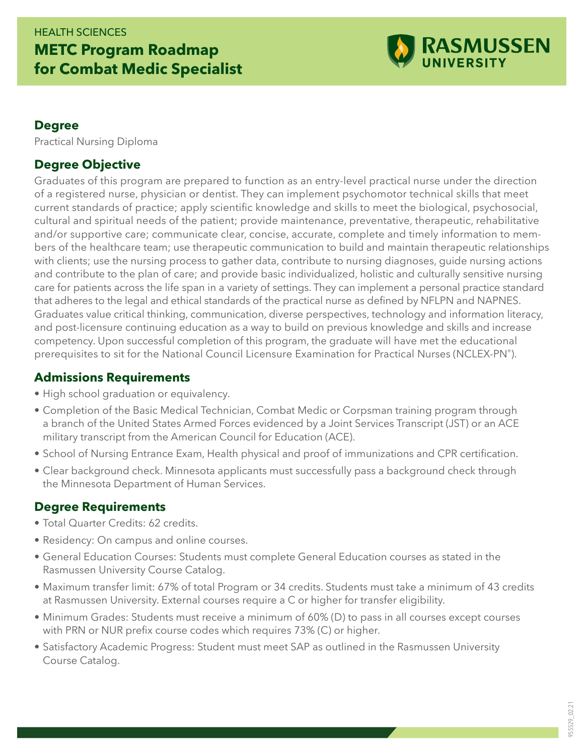HEALTH SCIENCES

# METC Program Roadmap for Combat Medic Specialist

RASMUSSEN UNIVERSITY

## Degree

Practical Nursing Diploma

## Degree Objective

Graduates of this program are prepared to function as an entry-level practical nurse under the direction of a registered nurse, physician or dentist. They can implement psychomotor technical skills that meet current standards of practice; apply scientific knowledge and skills to meet the biological, psychosocial, cultural and spiritual needs of the patient; provide maintenance, preventative, therapeutic, rehabilitative and/or supportive care; communicate clear, concise, accurate, complete and timely information to members of the healthcare team; use therapeutic communication to build and maintain therapeutic relationships with clients; use the nursing process to gather data, contribute to nursing diagnoses, guide nursing actions and contribute to the plan of care; and provide basic individualized, holistic and culturally sensitive nursing care for patients across the life span in a variety of settings. They can implement a personal practice standard that adheres to the legal and ethical standards of the practical nurse as defined by NFLPN and NAPNES. Graduates value critical thinking, communication, diverse perspectives, technology and information literacy, and post-licensure continuing education as a way to build on previous knowledge and skills and increase competency. Upon successful completion of this program, the graduate will have met the educational prerequisites to sit for the National Council Licensure Examination for Practical Nurses (NCLEX-PN®).

## Admissions Requirements

- High school graduation or equivalency.
- Completion of the Basic Medical Technician, Combat Medic or Corpsman training program through a branch of the United States Armed Forces evidenced by a Joint Services Transcript (JST) or an ACE military transcript from the American Council for Education (ACE).
- School of Nursing Entrance Exam, Health physical and proof of immunizations and CPR certification.
- Clear background check. Minnesota applicants must successfully pass a background check through the Minnesota Department of Human Services.

## Degree Requirements

- Total Quarter Credits: 62 credits.
- Residency: On campus and online courses.
- General Education Courses: Students must complete General Education courses as stated in the Rasmussen University Course Catalog.
- Maximum transfer limit: 67% of total Program or 34 credits. Students must take a minimum of 43 credits at Rasmussen University. External courses require a C or higher for transfer eligibility.
- Minimum Grades: Students must receive a minimum of 60% (D) to pass in all courses except courses with PRN or NUR prefix course codes which requires 73% (C) or higher.
- Satisfactory Academic Progress: Student must meet SAP as outlined in the Rasmussen University Course Catalog.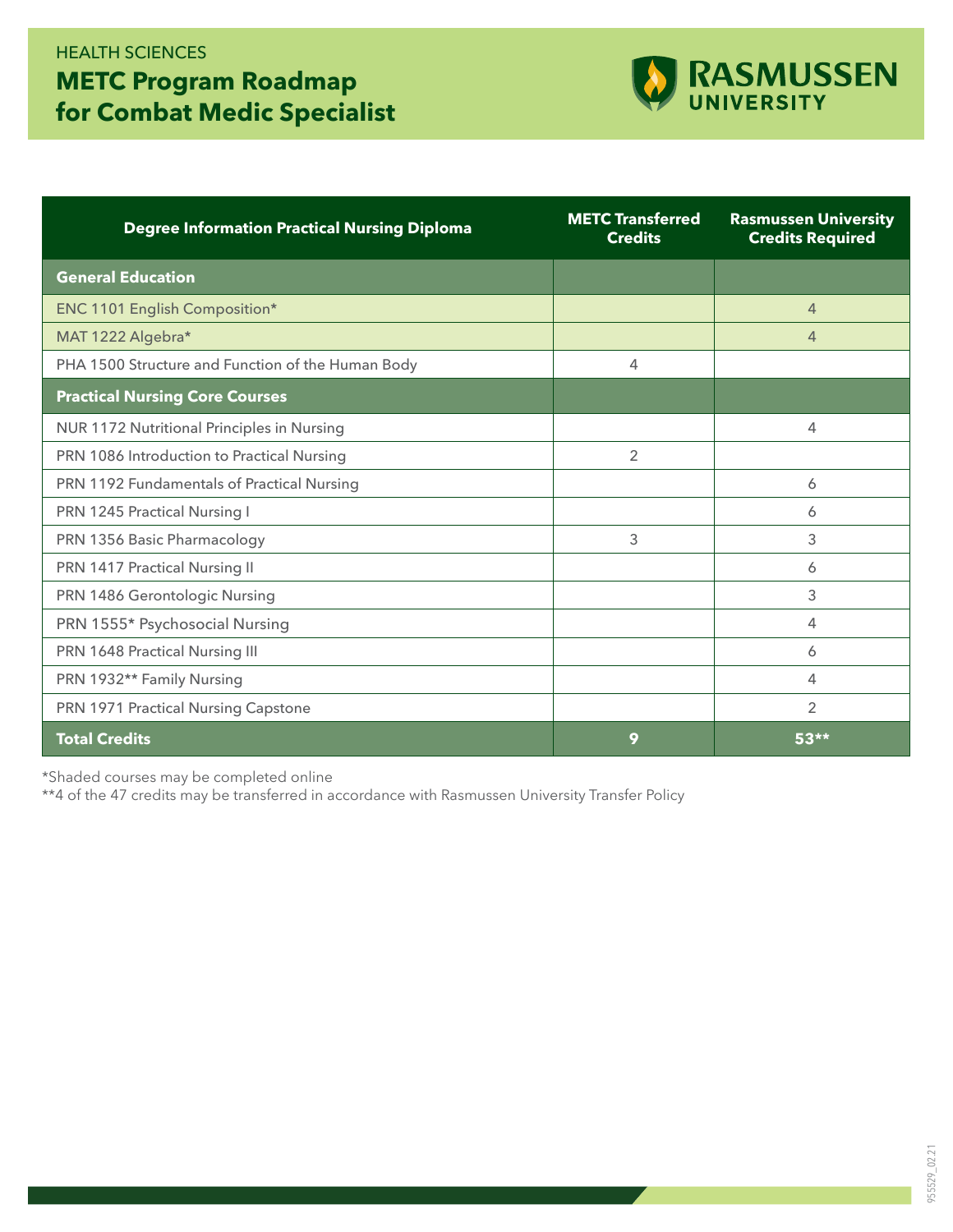HEALTH SCIENCES

# METC Program Roadmap for Combat Medic Specialist

| Degree Information Practical Nursing Diploma | METC Transferred Credits | Rasmussen University Credits Required |
|---|---|---|
| **General Education** | | |
| ENC 1101 English Composition* | | 4 |
| MAT 1222 Algebra* | | 4 |
| PHA 1500 Structure and Function of the Human Body | 4 | |
| **Practical Nursing Core Courses** | | |
| NUR 1172 Nutritional Principles in Nursing | | 4 |
| PRN 1086 Introduction to Practical Nursing | 2 | |
| PRN 1192 Fundamentals of Practical Nursing | | 6 |
| PRN 1245 Practical Nursing I | | 6 |
| PRN 1356 Basic Pharmacology | 3 | 3 |
| PRN 1417 Practical Nursing II | | 6 |
| PRN 1486 Gerontologic Nursing | | 3 |
| PRN 1555* Psychosocial Nursing | | 4 |
| PRN 1648 Practical Nursing III | | 6 |
| PRN 1932** Family Nursing | | 4 |
| PRN 1971 Practical Nursing Capstone | | 2 |
| **Total Credits** | **9** | **53**** |

*Shaded courses may be completed online

**4 of the 47 credits may be transferred in accordance with Rasmussen University Transfer Policy